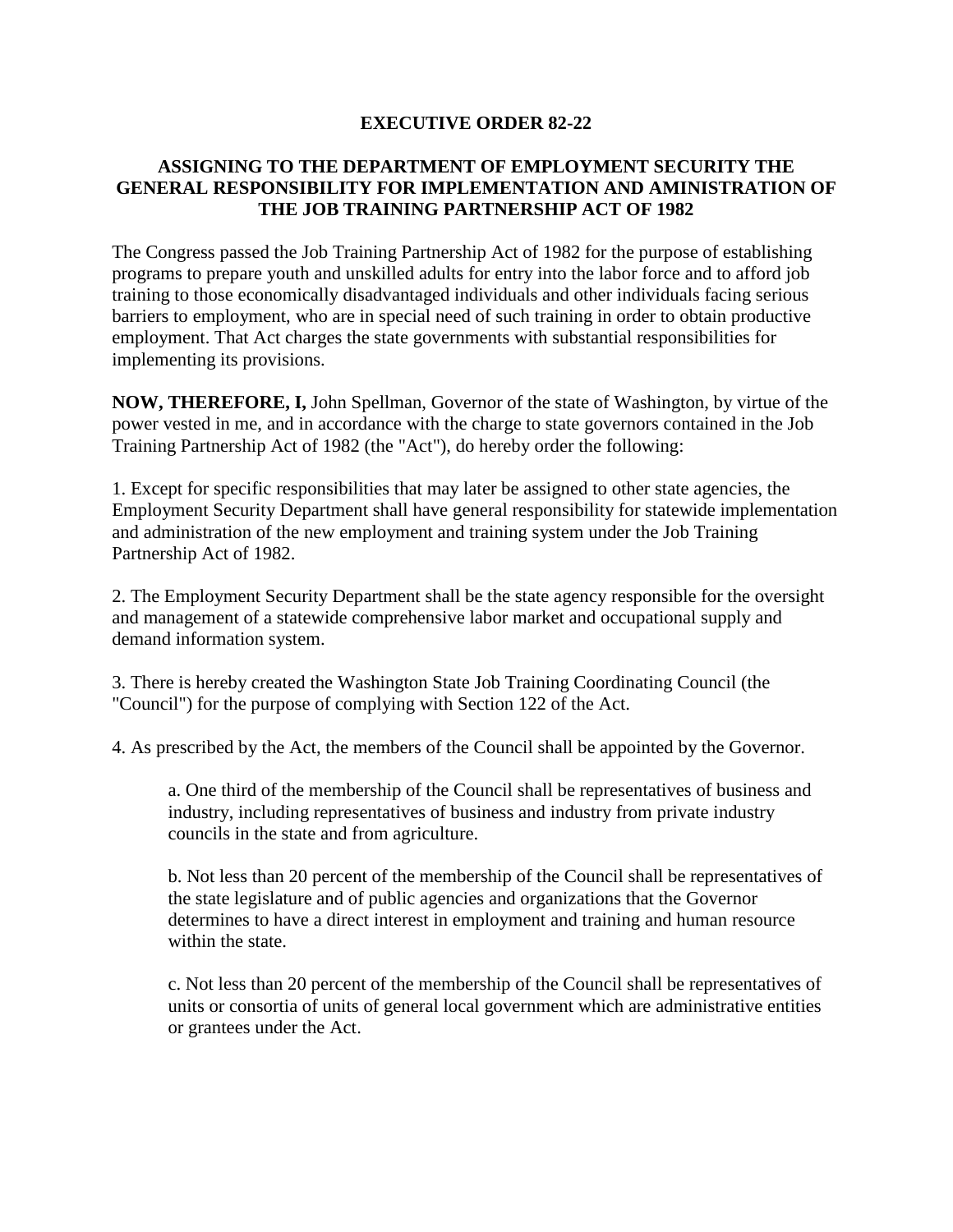# EXECUTIVE ORDER 82-22

## ASSIGNING TO THE DEPARTMENT OF EMPLOYMENT SECURITY THE GENERAL RESPONSIBILITY FOR IMPLEMENTATION AND AMINISTRATION OF THE JOB TRAINING PARTNERSHIP ACT OF 1982

The Congress passed the Job Training Partnership Act of 1982 for the purpose of establishing programs to prepare youth and unskilled adults for entry into the labor force and to afford job training to those economically disadvantaged individuals and other individuals facing serious barriers to employment, who are in special need of such training in order to obtain productive employment. That Act charges the state governments with substantial responsibilities for implementing its provisions.

**NOW, THEREFORE, I,** John Spellman, Governor of the state of Washington, by virtue of the power vested in me, and in accordance with the charge to state governors contained in the Job Training Partnership Act of 1982 (the "Act"), do hereby order the following:

1. Except for specific responsibilities that may later be assigned to other state agencies, the Employment Security Department shall have general responsibility for statewide implementation and administration of the new employment and training system under the Job Training Partnership Act of 1982.

2. The Employment Security Department shall be the state agency responsible for the oversight and management of a statewide comprehensive labor market and occupational supply and demand information system.

3. There is hereby created the Washington State Job Training Coordinating Council (the "Council") for the purpose of complying with Section 122 of the Act.

4. As prescribed by the Act, the members of the Council shall be appointed by the Governor.

   a. One third of the membership of the Council shall be representatives of business and industry, including representatives of business and industry from private industry councils in the state and from agriculture.

   b. Not less than 20 percent of the membership of the Council shall be representatives of the state legislature and of public agencies and organizations that the Governor determines to have a direct interest in employment and training and human resource within the state.

   c. Not less than 20 percent of the membership of the Council shall be representatives of units or consortia of units of general local government which are administrative entities or grantees under the Act.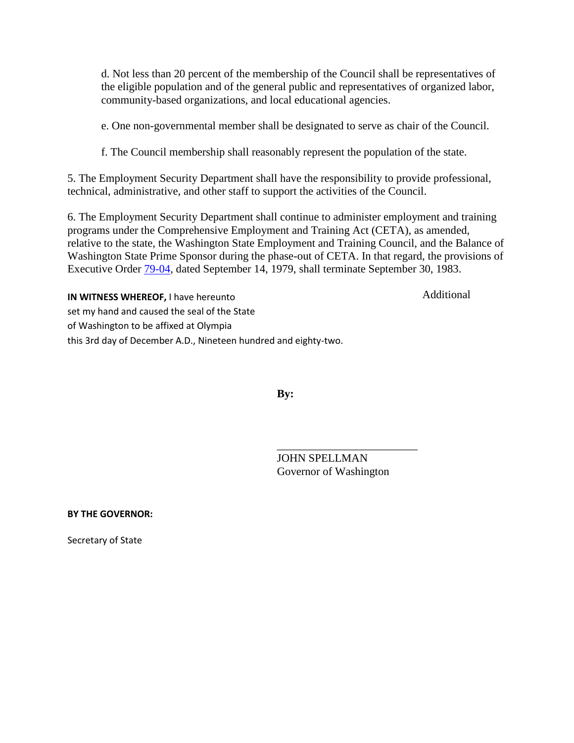d. Not less than 20 percent of the membership of the Council shall be representatives of the eligible population and of the general public and representatives of organized labor, community-based organizations, and local educational agencies.

e. One non-governmental member shall be designated to serve as chair of the Council.

f. The Council membership shall reasonably represent the population of the state.

5. The Employment Security Department shall have the responsibility to provide professional, technical, administrative, and other staff to support the activities of the Council.

6. The Employment Security Department shall continue to administer employment and training programs under the Comprehensive Employment and Training Act (CETA), as amended, relative to the state, the Washington State Employment and Training Council, and the Balance of Washington State Prime Sponsor during the phase-out of CETA. In that regard, the provisions of Executive Order 79-04, dated September 14, 1979, shall terminate September 30, 1983.

Additional

**IN WITNESS WHEREOF,** I have hereunto set my hand and caused the seal of the State of Washington to be affixed at Olympia this 3rd day of December A.D., Nineteen hundred and eighty-two.

**By:**

\_\_\_\_\_\_\_\_\_\_\_\_\_\_\_\_\_\_\_\_\_\_\_\_\_\_

JOHN SPELLMAN
Governor of Washington

**BY THE GOVERNOR:**

Secretary of State